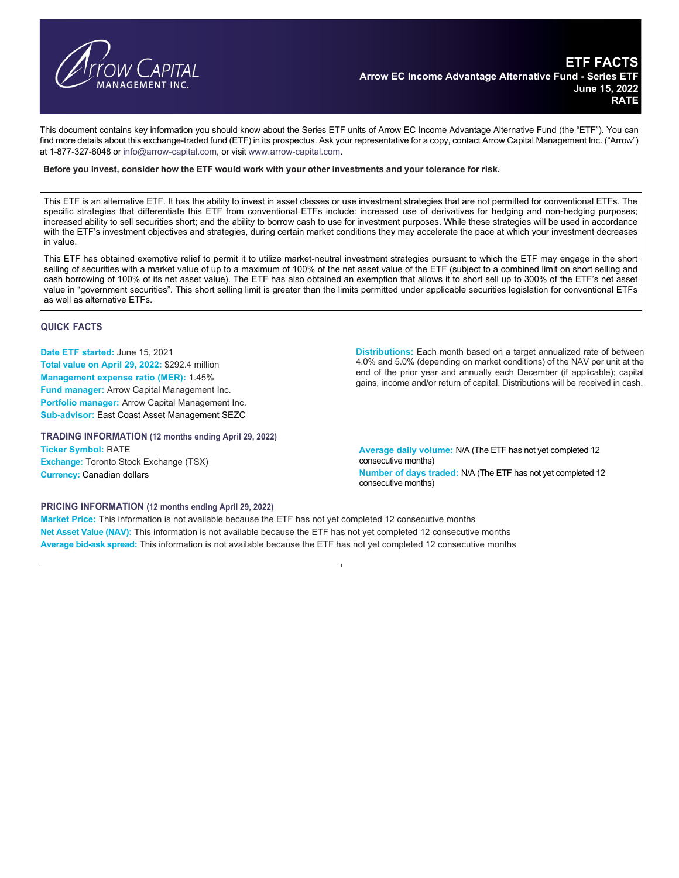# ETF FACTS

**Arrow EC Income Advantage Alternative Fund - Series ETF**
**June 15, 2022**
**RATE**

This document contains key information you should know about the Series ETF units of Arrow EC Income Advantage Alternative Fund (the "ETF"). You can find more details about this exchange-traded fund (ETF) in its prospectus. Ask your representative for a copy, contact Arrow Capital Management Inc. ("Arrow") at 1-877-327-6048 or info@arrow-capital.com, or visit www.arrow-capital.com.

**Before you invest, consider how the ETF would work with your other investments and your tolerance for risk.**

This ETF is an alternative ETF. It has the ability to invest in asset classes or use investment strategies that are not permitted for conventional ETFs. The specific strategies that differentiate this ETF from conventional ETFs include: increased use of derivatives for hedging and non-hedging purposes; increased ability to sell securities short; and the ability to borrow cash to use for investment purposes. While these strategies will be used in accordance with the ETF's investment objectives and strategies, during certain market conditions they may accelerate the pace at which your investment decreases in value.

This ETF has obtained exemptive relief to permit it to utilize market-neutral investment strategies pursuant to which the ETF may engage in the short selling of securities with a market value of up to a maximum of 100% of the net asset value of the ETF (subject to a combined limit on short selling and cash borrowing of 100% of its net asset value). The ETF has also obtained an exemption that allows it to short sell up to 300% of the ETF's net asset value in "government securities". This short selling limit is greater than the limits permitted under applicable securities legislation for conventional ETFs as well as alternative ETFs.

## QUICK FACTS

**Date ETF started:** June 15, 2021
**Total value on April 29, 2022:** $292.4 million
**Management expense ratio (MER):** 1.45%
**Fund manager:** Arrow Capital Management Inc.
**Portfolio manager:** Arrow Capital Management Inc.
**Sub-advisor:** East Coast Asset Management SEZC

**Distributions:** Each month based on a target annualized rate of between 4.0% and 5.0% (depending on market conditions) of the NAV per unit at the end of the prior year and annually each December (if applicable); capital gains, income and/or return of capital. Distributions will be received in cash.

### TRADING INFORMATION (12 months ending April 29, 2022)

**Ticker Symbol:** RATE
**Exchange:** Toronto Stock Exchange (TSX)
**Currency:** Canadian dollars

**Average daily volume:** N/A (The ETF has not yet completed 12 consecutive months)
**Number of days traded:** N/A (The ETF has not yet completed 12 consecutive months)

### PRICING INFORMATION (12 months ending April 29, 2022)

**Market Price:** This information is not available because the ETF has not yet completed 12 consecutive months
**Net Asset Value (NAV):** This information is not available because the ETF has not yet completed 12 consecutive months
**Average bid-ask spread:** This information is not available because the ETF has not yet completed 12 consecutive months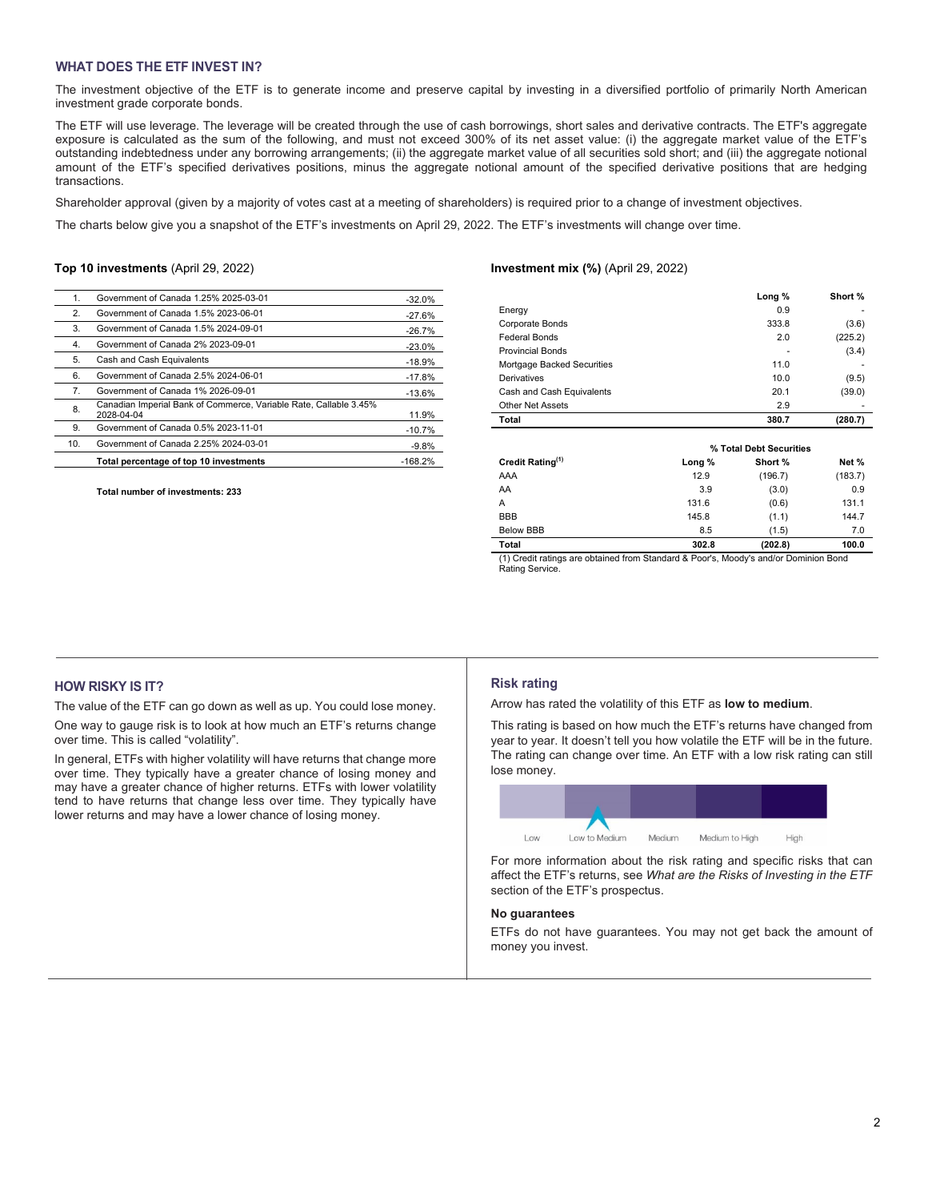## WHAT DOES THE ETF INVEST IN?

The investment objective of the ETF is to generate income and preserve capital by investing in a diversified portfolio of primarily North American investment grade corporate bonds.

The ETF will use leverage. The leverage will be created through the use of cash borrowings, short sales and derivative contracts. The ETF's aggregate exposure is calculated as the sum of the following, and must not exceed 300% of its net asset value: (i) the aggregate market value of the ETF's outstanding indebtedness under any borrowing arrangements; (ii) the aggregate market value of all securities sold short; and (iii) the aggregate notional amount of the ETF's specified derivatives positions, minus the aggregate notional amount of the specified derivative positions that are hedging transactions.

Shareholder approval (given by a majority of votes cast at a meeting of shareholders) is required prior to a change of investment objectives.

The charts below give you a snapshot of the ETF's investments on April 29, 2022. The ETF's investments will change over time.

**Top 10 investments** (April 29, 2022)

| | | |
|---|---|---|
| 1. | Government of Canada 1.25% 2025-03-01 | -32.0% |
| 2. | Government of Canada 1.5% 2023-06-01 | -27.6% |
| 3. | Government of Canada 1.5% 2024-09-01 | -26.7% |
| 4. | Government of Canada 2% 2023-09-01 | -23.0% |
| 5. | Cash and Cash Equivalents | -18.9% |
| 6. | Government of Canada 2.5% 2024-06-01 | -17.8% |
| 7. | Government of Canada 1% 2026-09-01 | -13.6% |
| 8. | Canadian Imperial Bank of Commerce, Variable Rate, Callable 3.45% 2028-04-04 | 11.9% |
| 9. | Government of Canada 0.5% 2023-11-01 | -10.7% |
| 10. | Government of Canada 2.25% 2024-03-01 | -9.8% |
| | **Total percentage of top 10 investments** | -168.2% |

**Total number of investments: 233**

**Investment mix (%)** (April 29, 2022)

| | Long % | Short % |
|---|---|---|
| Energy | 0.9 | - |
| Corporate Bonds | 333.8 | (3.6) |
| Federal Bonds | 2.0 | (225.2) |
| Provincial Bonds | - | (3.4) |
| Mortgage Backed Securities | 11.0 | - |
| Derivatives | 10.0 | (9.5) |
| Cash and Cash Equivalents | 20.1 | (39.0) |
| Other Net Assets | 2.9 | - |
| **Total** | **380.7** | **(280.7)** |

| | % Total Debt Securities | | |
|---|---|---|---|
| **Credit Rating[1]** | **Long %** | **Short %** | **Net %** |
| AAA | 12.9 | (196.7) | (183.7) |
| AA | 3.9 | (3.0) | 0.9 |
| A | 131.6 | (0.6) | 131.1 |
| BBB | 145.8 | (1.1) | 144.7 |
| Below BBB | 8.5 | (1.5) | 7.0 |
| **Total** | **302.8** | **(202.8)** | **100.0** |

(1) Credit ratings are obtained from Standard & Poor's, Moody's and/or Dominion Bond Rating Service.

## HOW RISKY IS IT?

The value of the ETF can go down as well as up. You could lose money.

One way to gauge risk is to look at how much an ETF's returns change over time. This is called "volatility".

In general, ETFs with higher volatility will have returns that change more over time. They typically have a greater chance of losing money and may have a greater chance of higher returns. ETFs with lower volatility tend to have returns that change less over time. They typically have lower returns and may have a lower chance of losing money.

### Risk rating

Arrow has rated the volatility of this ETF as **low to medium**.

This rating is based on how much the ETF's returns have changed from year to year. It doesn't tell you how volatile the ETF will be in the future. The rating can change over time. An ETF with a low risk rating can still lose money.

Low | Low to Medium | Medium | Medium to High | High

For more information about the risk rating and specific risks that can affect the ETF's returns, see *What are the Risks of Investing in the ETF* section of the ETF's prospectus.

**No guarantees**

ETFs do not have guarantees. You may not get back the amount of money you invest.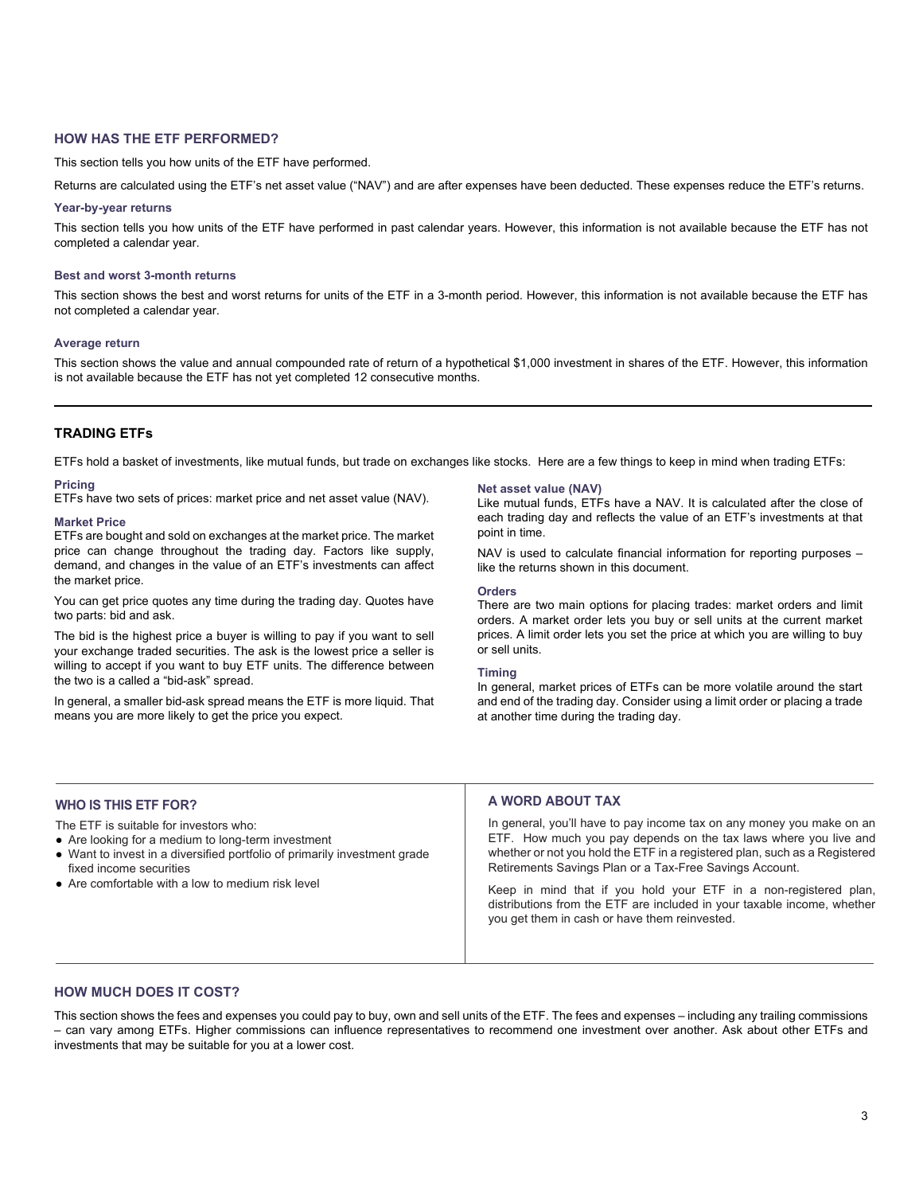## HOW HAS THE ETF PERFORMED?

This section tells you how units of the ETF have performed.

Returns are calculated using the ETF's net asset value ("NAV") and are after expenses have been deducted. These expenses reduce the ETF's returns.

### Year-by-year returns

This section tells you how units of the ETF have performed in past calendar years. However, this information is not available because the ETF has not completed a calendar year.

### Best and worst 3-month returns

This section shows the best and worst returns for units of the ETF in a 3-month period. However, this information is not available because the ETF has not completed a calendar year.

### Average return

This section shows the value and annual compounded rate of return of a hypothetical $1,000 investment in shares of the ETF. However, this information is not available because the ETF has not yet completed 12 consecutive months.

## TRADING ETFs

ETFs hold a basket of investments, like mutual funds, but trade on exchanges like stocks. Here are a few things to keep in mind when trading ETFs:

### Pricing

ETFs have two sets of prices: market price and net asset value (NAV).

### Market Price

ETFs are bought and sold on exchanges at the market price. The market price can change throughout the trading day. Factors like supply, demand, and changes in the value of an ETF's investments can affect the market price.

You can get price quotes any time during the trading day. Quotes have two parts: bid and ask.

The bid is the highest price a buyer is willing to pay if you want to sell your exchange traded securities. The ask is the lowest price a seller is willing to accept if you want to buy ETF units. The difference between the two is a called a "bid-ask" spread.

In general, a smaller bid-ask spread means the ETF is more liquid. That means you are more likely to get the price you expect.

### Net asset value (NAV)

Like mutual funds, ETFs have a NAV. It is calculated after the close of each trading day and reflects the value of an ETF's investments at that point in time.

NAV is used to calculate financial information for reporting purposes – like the returns shown in this document.

### Orders

There are two main options for placing trades: market orders and limit orders. A market order lets you buy or sell units at the current market prices. A limit order lets you set the price at which you are willing to buy or sell units.

### Timing

In general, market prices of ETFs can be more volatile around the start and end of the trading day. Consider using a limit order or placing a trade at another time during the trading day.

## WHO IS THIS ETF FOR?

The ETF is suitable for investors who:

- Are looking for a medium to long-term investment
- Want to invest in a diversified portfolio of primarily investment grade fixed income securities
- Are comfortable with a low to medium risk level

## A WORD ABOUT TAX

In general, you'll have to pay income tax on any money you make on an ETF. How much you pay depends on the tax laws where you live and whether or not you hold the ETF in a registered plan, such as a Registered Retirements Savings Plan or a Tax-Free Savings Account.

Keep in mind that if you hold your ETF in a non-registered plan, distributions from the ETF are included in your taxable income, whether you get them in cash or have them reinvested.

## HOW MUCH DOES IT COST?

This section shows the fees and expenses you could pay to buy, own and sell units of the ETF. The fees and expenses – including any trailing commissions – can vary among ETFs. Higher commissions can influence representatives to recommend one investment over another. Ask about other ETFs and investments that may be suitable for you at a lower cost.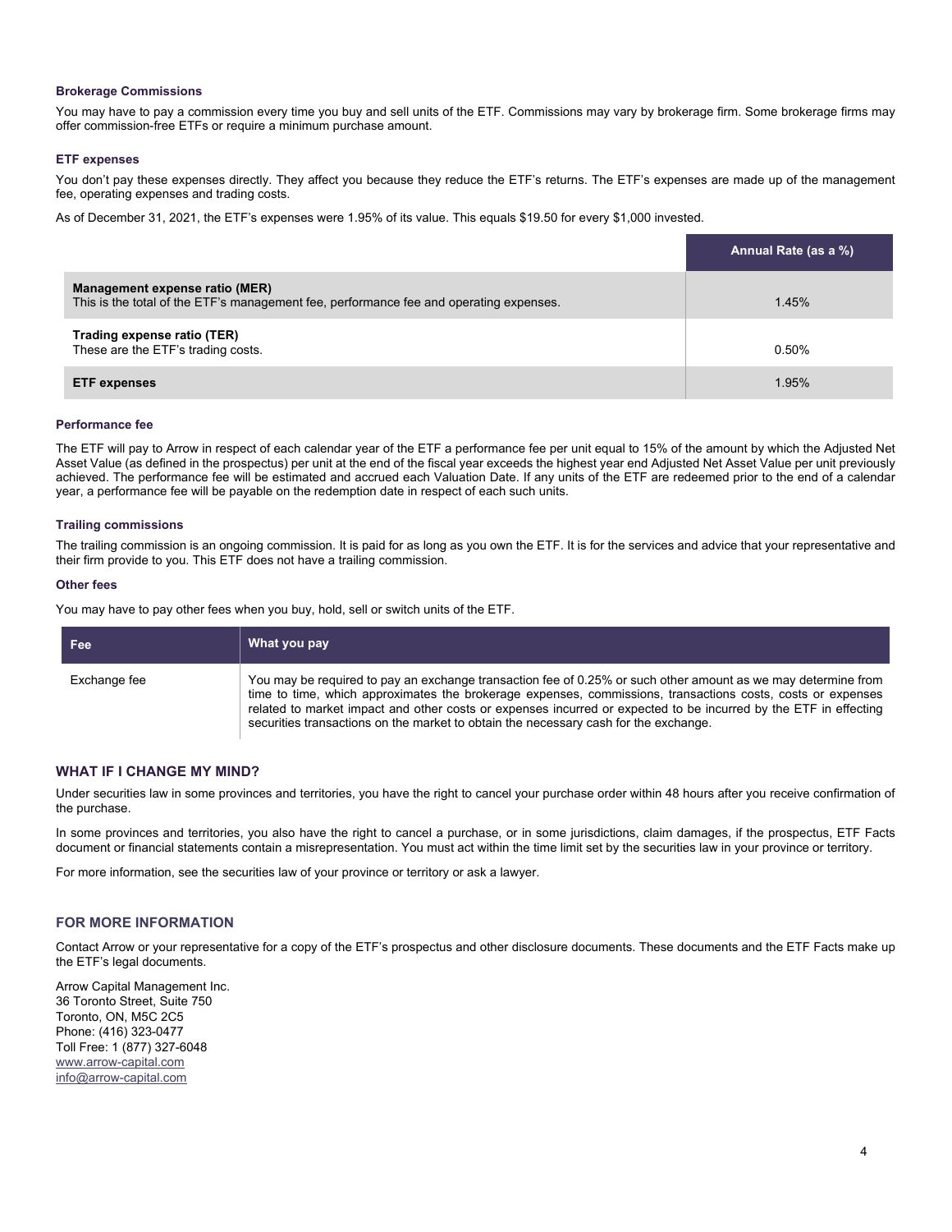#### Brokerage Commissions

You may have to pay a commission every time you buy and sell units of the ETF. Commissions may vary by brokerage firm. Some brokerage firms may offer commission-free ETFs or require a minimum purchase amount.

#### ETF expenses

You don't pay these expenses directly. They affect you because they reduce the ETF's returns. The ETF's expenses are made up of the management fee, operating expenses and trading costs.

As of December 31, 2021, the ETF's expenses were 1.95% of its value. This equals $19.50 for every $1,000 invested.

| | Annual Rate (as a %) |
|---|---|
| **Management expense ratio (MER)**<br>This is the total of the ETF's management fee, performance fee and operating expenses. | 1.45% |
| **Trading expense ratio (TER)**<br>These are the ETF's trading costs. | 0.50% |
| **ETF expenses** | 1.95% |

#### Performance fee

The ETF will pay to Arrow in respect of each calendar year of the ETF a performance fee per unit equal to 15% of the amount by which the Adjusted Net Asset Value (as defined in the prospectus) per unit at the end of the fiscal year exceeds the highest year end Adjusted Net Asset Value per unit previously achieved. The performance fee will be estimated and accrued each Valuation Date. If any units of the ETF are redeemed prior to the end of a calendar year, a performance fee will be payable on the redemption date in respect of each such units.

#### Trailing commissions

The trailing commission is an ongoing commission. It is paid for as long as you own the ETF. It is for the services and advice that your representative and their firm provide to you. This ETF does not have a trailing commission.

#### Other fees

You may have to pay other fees when you buy, hold, sell or switch units of the ETF.

| Fee | What you pay |
|---|---|
| Exchange fee | You may be required to pay an exchange transaction fee of 0.25% or such other amount as we may determine from time to time, which approximates the brokerage expenses, commissions, transactions costs, costs or expenses related to market impact and other costs or expenses incurred or expected to be incurred by the ETF in effecting securities transactions on the market to obtain the necessary cash for the exchange. |

## WHAT IF I CHANGE MY MIND?

Under securities law in some provinces and territories, you have the right to cancel your purchase order within 48 hours after you receive confirmation of the purchase.

In some provinces and territories, you also have the right to cancel a purchase, or in some jurisdictions, claim damages, if the prospectus, ETF Facts document or financial statements contain a misrepresentation. You must act within the time limit set by the securities law in your province or territory.

For more information, see the securities law of your province or territory or ask a lawyer.

## FOR MORE INFORMATION

Contact Arrow or your representative for a copy of the ETF's prospectus and other disclosure documents. These documents and the ETF Facts make up the ETF's legal documents.

Arrow Capital Management Inc.
36 Toronto Street, Suite 750
Toronto, ON, M5C 2C5
Phone: (416) 323-0477
Toll Free: 1 (877) 327-6048
www.arrow-capital.com
info@arrow-capital.com